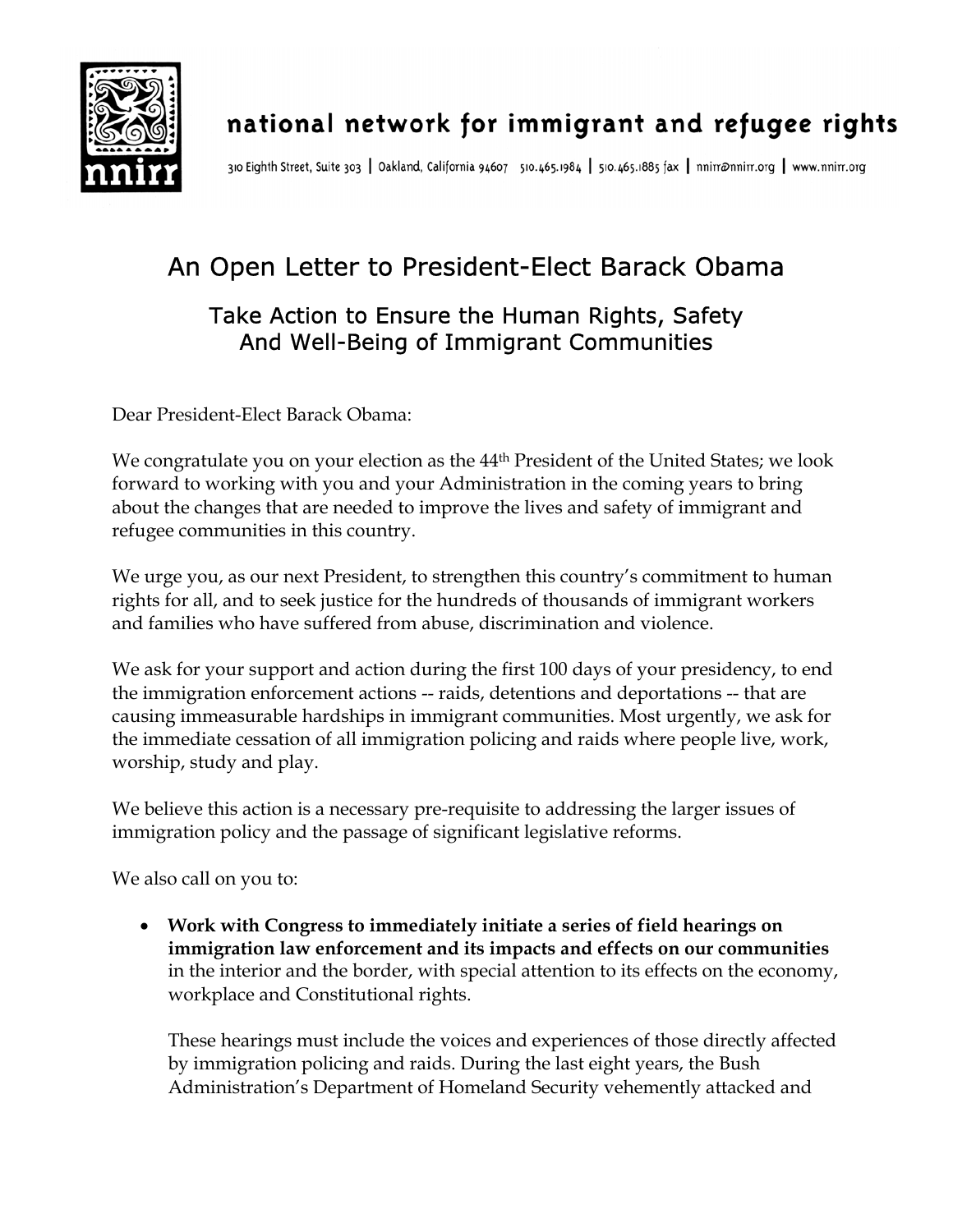national network for immigrant and refugee rights

310 Eighth Street, Suite 303 | Oakland, California 94607 510.465.1984 | 510.465.1885 fax | nnirr@nnirr.org | www.nnirr.org

# An Open Letter to President-Elect Barack Obama

## Take Action to Ensure the Human Rights, Safety And Well-Being of Immigrant Communities

Dear President-Elect Barack Obama:

We congratulate you on your election as the 44th President of the United States; we look forward to working with you and your Administration in the coming years to bring about the changes that are needed to improve the lives and safety of immigrant and refugee communities in this country.

We urge you, as our next President, to strengthen this country's commitment to human rights for all, and to seek justice for the hundreds of thousands of immigrant workers and families who have suffered from abuse, discrimination and violence.

We ask for your support and action during the first 100 days of your presidency, to end the immigration enforcement actions -- raids, detentions and deportations -- that are causing immeasurable hardships in immigrant communities. Most urgently, we ask for the immediate cessation of all immigration policing and raids where people live, work, worship, study and play.

We believe this action is a necessary pre-requisite to addressing the larger issues of immigration policy and the passage of significant legislative reforms.

We also call on you to:

- **Work with Congress to immediately initiate a series of field hearings on immigration law enforcement and its impacts and effects on our communities** in the interior and the border, with special attention to its effects on the economy, workplace and Constitutional rights.

  These hearings must include the voices and experiences of those directly affected by immigration policing and raids. During the last eight years, the Bush Administration's Department of Homeland Security vehemently attacked and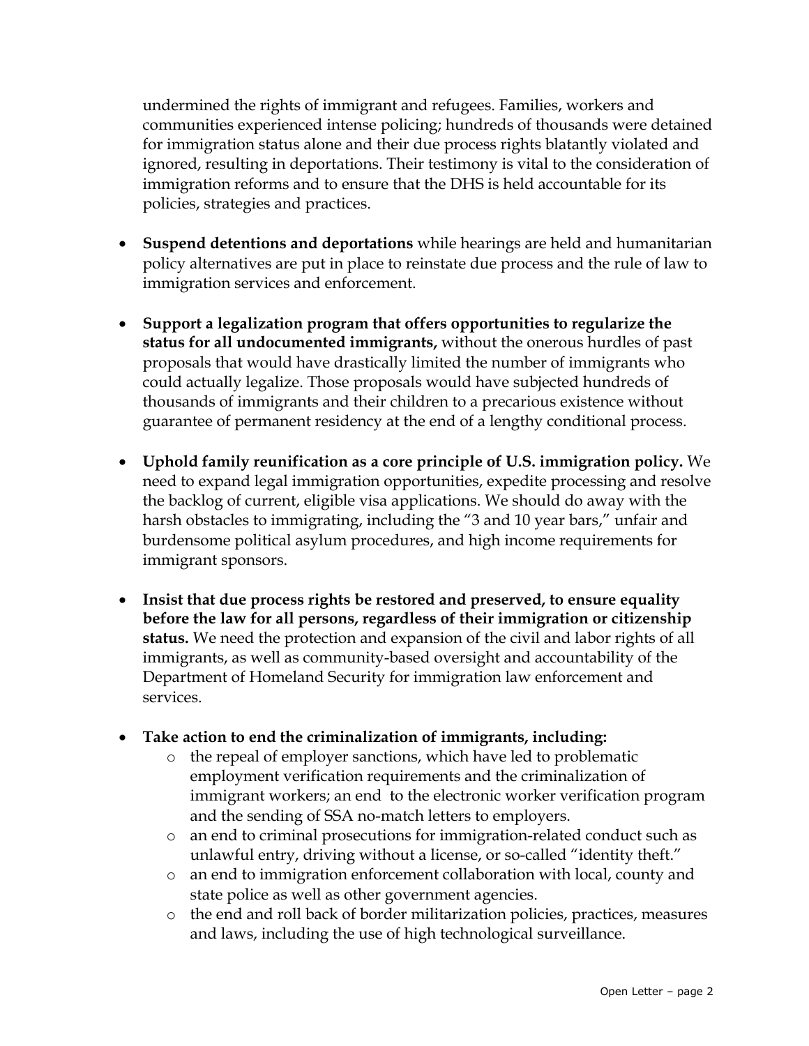undermined the rights of immigrant and refugees. Families, workers and communities experienced intense policing; hundreds of thousands were detained for immigration status alone and their due process rights blatantly violated and ignored, resulting in deportations. Their testimony is vital to the consideration of immigration reforms and to ensure that the DHS is held accountable for its policies, strategies and practices.

- **Suspend detentions and deportations** while hearings are held and humanitarian policy alternatives are put in place to reinstate due process and the rule of law to immigration services and enforcement.

- **Support a legalization program that offers opportunities to regularize the status for all undocumented immigrants,** without the onerous hurdles of past proposals that would have drastically limited the number of immigrants who could actually legalize. Those proposals would have subjected hundreds of thousands of immigrants and their children to a precarious existence without guarantee of permanent residency at the end of a lengthy conditional process.

- **Uphold family reunification as a core principle of U.S. immigration policy.** We need to expand legal immigration opportunities, expedite processing and resolve the backlog of current, eligible visa applications. We should do away with the harsh obstacles to immigrating, including the "3 and 10 year bars," unfair and burdensome political asylum procedures, and high income requirements for immigrant sponsors.

- **Insist that due process rights be restored and preserved, to ensure equality before the law for all persons, regardless of their immigration or citizenship status.** We need the protection and expansion of the civil and labor rights of all immigrants, as well as community-based oversight and accountability of the Department of Homeland Security for immigration law enforcement and services.

- **Take action to end the criminalization of immigrants, including:**
  - the repeal of employer sanctions, which have led to problematic employment verification requirements and the criminalization of immigrant workers; an end to the electronic worker verification program and the sending of SSA no-match letters to employers.
  - an end to criminal prosecutions for immigration-related conduct such as unlawful entry, driving without a license, or so-called "identity theft."
  - an end to immigration enforcement collaboration with local, county and state police as well as other government agencies.
  - the end and roll back of border militarization policies, practices, measures and laws, including the use of high technological surveillance.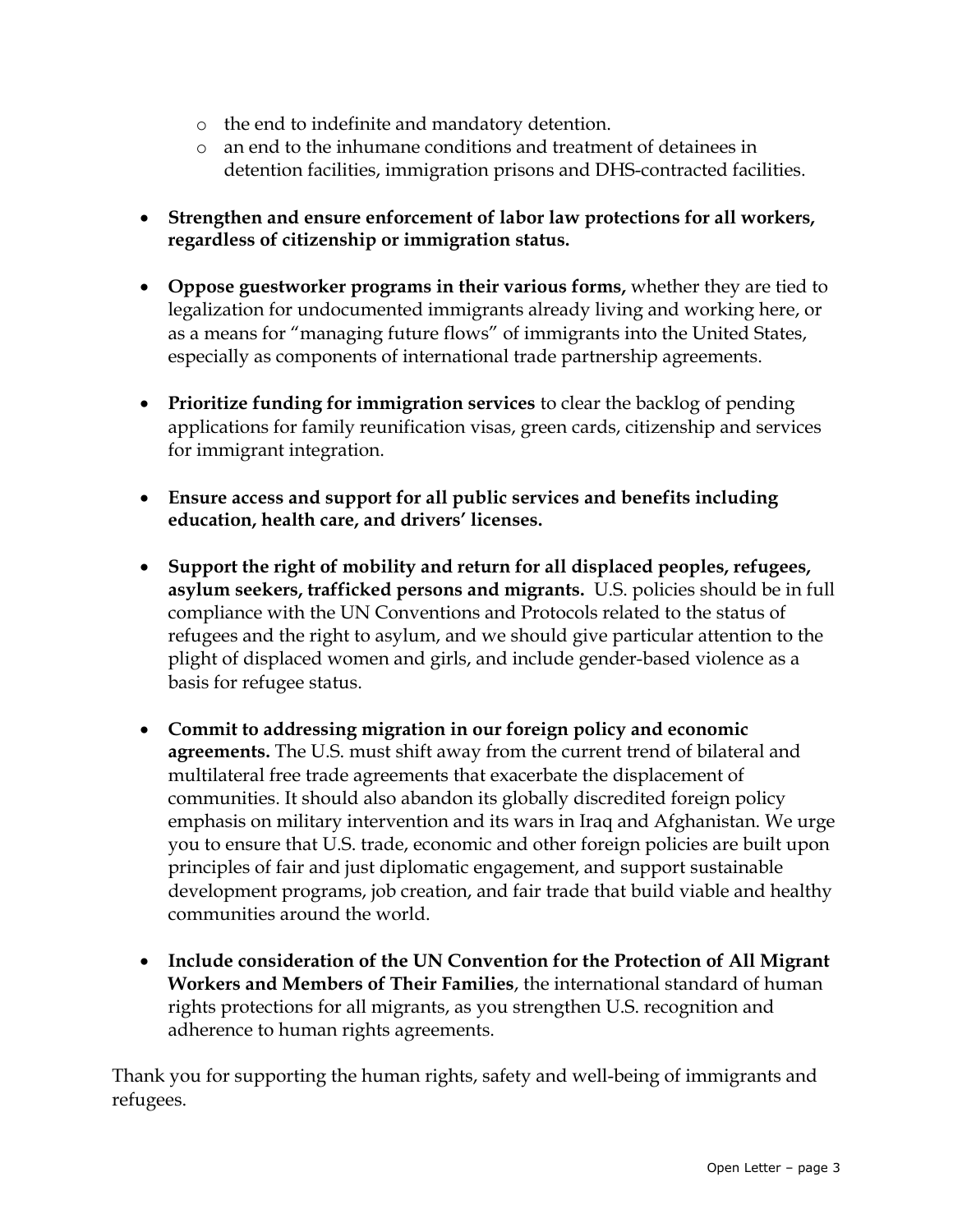- the end to indefinite and mandatory detention.
  - an end to the inhumane conditions and treatment of detainees in detention facilities, immigration prisons and DHS-contracted facilities.

- **Strengthen and ensure enforcement of labor law protections for all workers, regardless of citizenship or immigration status.**

- **Oppose guestworker programs in their various forms,** whether they are tied to legalization for undocumented immigrants already living and working here, or as a means for "managing future flows" of immigrants into the United States, especially as components of international trade partnership agreements.

- **Prioritize funding for immigration services** to clear the backlog of pending applications for family reunification visas, green cards, citizenship and services for immigrant integration.

- **Ensure access and support for all public services and benefits including education, health care, and drivers' licenses.**

- **Support the right of mobility and return for all displaced peoples, refugees, asylum seekers, trafficked persons and migrants.** U.S. policies should be in full compliance with the UN Conventions and Protocols related to the status of refugees and the right to asylum, and we should give particular attention to the plight of displaced women and girls, and include gender-based violence as a basis for refugee status.

- **Commit to addressing migration in our foreign policy and economic agreements.** The U.S. must shift away from the current trend of bilateral and multilateral free trade agreements that exacerbate the displacement of communities. It should also abandon its globally discredited foreign policy emphasis on military intervention and its wars in Iraq and Afghanistan. We urge you to ensure that U.S. trade, economic and other foreign policies are built upon principles of fair and just diplomatic engagement, and support sustainable development programs, job creation, and fair trade that build viable and healthy communities around the world.

- **Include consideration of the UN Convention for the Protection of All Migrant Workers and Members of Their Families**, the international standard of human rights protections for all migrants, as you strengthen U.S. recognition and adherence to human rights agreements.

Thank you for supporting the human rights, safety and well-being of immigrants and refugees.